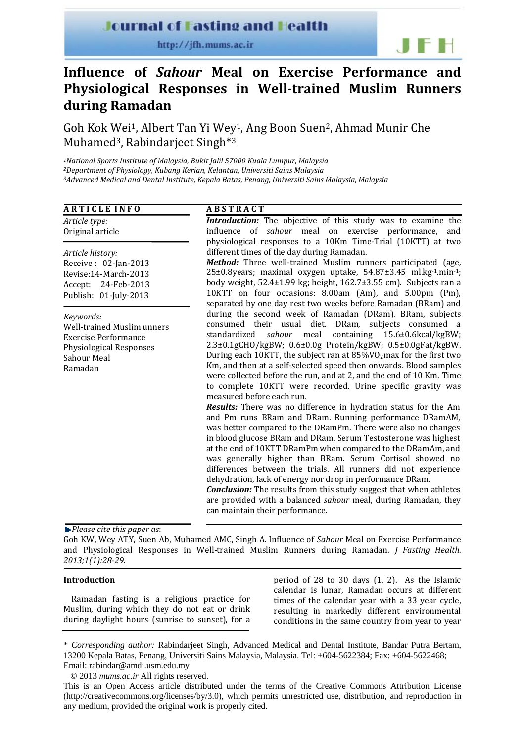# Influence of *Sahour* Meal on Exercise Performance and Physiological Responses in Well-trained Muslim Runners during Ramadan

Goh Kok Wei[1], Albert Tan Yi Wey[1], Ang Boon Suen[2], Ahmad Munir Che Muhamed[3], Rabindarjeet Singh*[3]

[1]*National Sports Institute of Malaysia, Bukit Jalil 57000 Kuala Lumpur, Malaysia*
[2]*Department of Physiology, Kubang Kerian, Kelantan, Universiti Sains Malaysia*
[3]*Advanced Medical and Dental Institute, Kepala Batas, Penang, Universiti Sains Malaysia, Malaysia*

## ARTICLE INFO

*Article type:*
Original article

*Article history:*
Receive : 02-Jan-2013
Revise:14-March-2013
Accept: 24-Feb-2013
Publish: 01-July-2013

*Keywords:*
Well-trained Muslim unners
Exercise Performance
Physiological Responses
Sahour Meal
Ramadan

## ABSTRACT

***Introduction:*** The objective of this study was to examine the influence of *sahour* meal on exercise performance, and physiological responses to a 10Km Time-Trial (10KTT) at two different times of the day during Ramadan.

***Method:*** Three well-trained Muslim runners participated (age, 25±0.8years; maximal oxygen uptake, 54.87±3.45 $ml.kg^{-1}.min^{-1}$; body weight, 52.4±1.99 kg; height, 162.7±3.55 cm). Subjects ran a 10KTT on four occasions: 8.00am (Am), and 5.00pm (Pm), separated by one day rest two weeks before Ramadan (BRam) and during the second week of Ramadan (DRam). BRam, subjects consumed their usual diet. DRam, subjects consumed a standardized *sahour* meal containing 15.6±0.6kcal/kgBW; 2.3±0.1gCHO/kgBW; 0.6±0.0g Protein/kgBW; 0.5±0.0gFat/kgBW. During each 10KTT, the subject ran at 85%$VO_2$max for the first two Km, and then at a self-selected speed then onwards. Blood samples were collected before the run, and at 2, and the end of 10 Km. Time to complete 10KTT were recorded. Urine specific gravity was measured before each run.

***Results:*** There was no difference in hydration status for the Am and Pm runs BRam and DRam. Running performance DRamAM, was better compared to the DRamPm. There were also no changes in blood glucose BRam and DRam. Serum Testosterone was highest at the end of 10KTT DRamPm when compared to the DRamAm, and was generally higher than BRam. Serum Cortisol showed no differences between the trials. All runners did not experience dehydration, lack of energy nor drop in performance DRam.

***Conclusion:*** The results from this study suggest that when athletes are provided with a balanced *sahour* meal, during Ramadan, they can maintain their performance.

*Please cite this paper as*:
Goh KW, Wey ATY, Suen Ab, Muhamed AMC, Singh A. Influence of *Sahour* Meal on Exercise Performance and Physiological Responses in Well-trained Muslim Runners during Ramadan. *J Fasting Health. 2013;1(1):28-29.*

## Introduction

Ramadan fasting is a religious practice for Muslim, during which they do not eat or drink during daylight hours (sunrise to sunset), for a period of 28 to 30 days (1, 2). As the Islamic calendar is lunar, Ramadan occurs at different times of the calendar year with a 33 year cycle, resulting in markedly different environmental conditions in the same country from year to year

\* *Corresponding author:* Rabindarjeet Singh, Advanced Medical and Dental Institute, Bandar Putra Bertam, 13200 Kepala Batas, Penang, Universiti Sains Malaysia, Malaysia. Tel: +604-5622384; Fax: +604-5622468; Email: rabindar@amdi.usm.edu.my

© 2013 *mums.ac.ir* All rights reserved.

This is an Open Access article distributed under the terms of the Creative Commons Attribution License (http://creativecommons.org/licenses/by/3.0), which permits unrestricted use, distribution, and reproduction in any medium, provided the original work is properly cited.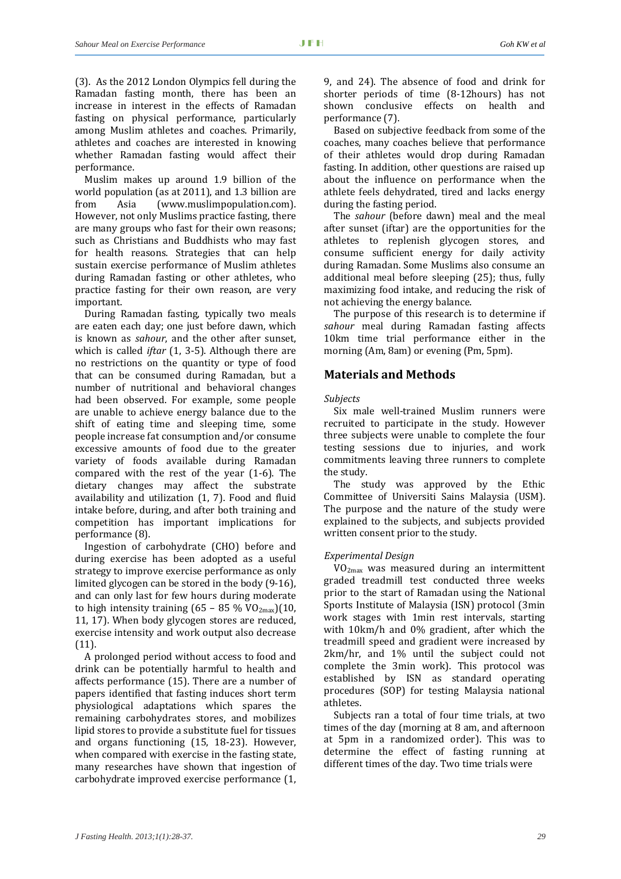(3). As the 2012 London Olympics fell during the Ramadan fasting month, there has been an increase in interest in the effects of Ramadan fasting on physical performance, particularly among Muslim athletes and coaches. Primarily, athletes and coaches are interested in knowing whether Ramadan fasting would affect their performance.

Muslim makes up around 1.9 billion of the world population (as at 2011), and 1.3 billion are from Asia (www.muslimpopulation.com). However, not only Muslims practice fasting, there are many groups who fast for their own reasons; such as Christians and Buddhists who may fast for health reasons. Strategies that can help sustain exercise performance of Muslim athletes during Ramadan fasting or other athletes, who practice fasting for their own reason, are very important.

During Ramadan fasting, typically two meals are eaten each day; one just before dawn, which is known as *sahour*, and the other after sunset, which is called *iftar* (1, 3-5). Although there are no restrictions on the quantity or type of food that can be consumed during Ramadan, but a number of nutritional and behavioral changes had been observed. For example, some people are unable to achieve energy balance due to the shift of eating time and sleeping time, some people increase fat consumption and/or consume excessive amounts of food due to the greater variety of foods available during Ramadan compared with the rest of the year (1-6). The dietary changes may affect the substrate availability and utilization (1, 7). Food and fluid intake before, during, and after both training and competition has important implications for performance (8).

Ingestion of carbohydrate (CHO) before and during exercise has been adopted as a useful strategy to improve exercise performance as only limited glycogen can be stored in the body (9-16), and can only last for few hours during moderate to high intensity training (65 – 85 % $VO_{2max}$)(10, 11, 17). When body glycogen stores are reduced, exercise intensity and work output also decrease (11).

A prolonged period without access to food and drink can be potentially harmful to health and affects performance (15). There are a number of papers identified that fasting induces short term physiological adaptations which spares the remaining carbohydrates stores, and mobilizes lipid stores to provide a substitute fuel for tissues and organs functioning (15, 18-23). However, when compared with exercise in the fasting state, many researches have shown that ingestion of carbohydrate improved exercise performance (1, 9, and 24). The absence of food and drink for shorter periods of time (8-12hours) has not shown conclusive effects on health and performance (7).

Based on subjective feedback from some of the coaches, many coaches believe that performance of their athletes would drop during Ramadan fasting. In addition, other questions are raised up about the influence on performance when the athlete feels dehydrated, tired and lacks energy during the fasting period.

The *sahour* (before dawn) meal and the meal after sunset (iftar) are the opportunities for the athletes to replenish glycogen stores, and consume sufficient energy for daily activity during Ramadan. Some Muslims also consume an additional meal before sleeping (25); thus, fully maximizing food intake, and reducing the risk of not achieving the energy balance.

The purpose of this research is to determine if *sahour* meal during Ramadan fasting affects 10km time trial performance either in the morning (Am, 8am) or evening (Pm, 5pm).

## Materials and Methods

*Subjects*

Six male well-trained Muslim runners were recruited to participate in the study. However three subjects were unable to complete the four testing sessions due to injuries, and work commitments leaving three runners to complete the study.

The study was approved by the Ethic Committee of Universiti Sains Malaysia (USM). The purpose and the nature of the study were explained to the subjects, and subjects provided written consent prior to the study.

*Experimental Design*

$VO_{2max}$ was measured during an intermittent graded treadmill test conducted three weeks prior to the start of Ramadan using the National Sports Institute of Malaysia (ISN) protocol (3min work stages with 1min rest intervals, starting with 10km/h and 0% gradient, after which the treadmill speed and gradient were increased by 2km/hr, and 1% until the subject could not complete the 3min work). This protocol was established by ISN as standard operating procedures (SOP) for testing Malaysia national athletes.

Subjects ran a total of four time trials, at two times of the day (morning at 8 am, and afternoon at 5pm in a randomized order). This was to determine the effect of fasting running at different times of the day. Two time trials were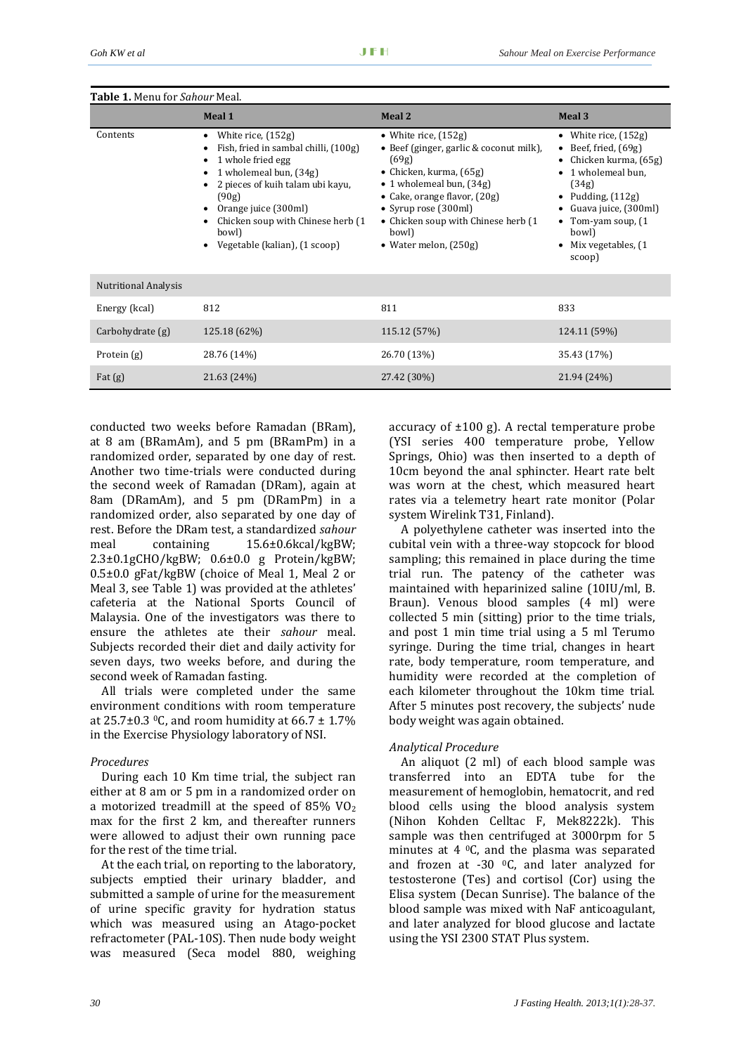**Table 1.** Menu for *Sahour* Meal.

| | Meal 1 | Meal 2 | Meal 3 |
|---|---|---|---|
| Contents | • White rice, (152g)<br>• Fish, fried in sambal chilli, (100g)<br>• 1 whole fried egg<br>• 1 wholemeal bun, (34g)<br>• 2 pieces of kuih talam ubi kayu, (90g)<br>• Orange juice (300ml)<br>• Chicken soup with Chinese herb (1 bowl)<br>• Vegetable (kalian), (1 scoop) | • White rice, (152g)<br>• Beef (ginger, garlic & coconut milk), (69g)<br>• Chicken, kurma, (65g)<br>• 1 wholemeal bun, (34g)<br>• Cake, orange flavor, (20g)<br>• Syrup rose (300ml)<br>• Chicken soup with Chinese herb (1 bowl)<br>• Water melon, (250g) | • White rice, (152g)<br>• Beef, fried, (69g)<br>• Chicken kurma, (65g)<br>• 1 wholemeal bun, (34g)<br>• Pudding, (112g)<br>• Guava juice, (300ml)<br>• Tom-yam soup, (1 bowl)<br>• Mix vegetables, (1 scoop) |
| Nutritional Analysis | | | |
| Energy (kcal) | 812 | 811 | 833 |
| Carbohydrate (g) | 125.18 (62%) | 115.12 (57%) | 124.11 (59%) |
| Protein (g) | 28.76 (14%) | 26.70 (13%) | 35.43 (17%) |
| Fat (g) | 21.63 (24%) | 27.42 (30%) | 21.94 (24%) |

conducted two weeks before Ramadan (BRam), at 8 am (BRamAm), and 5 pm (BRamPm) in a randomized order, separated by one day of rest. Another two time-trials were conducted during the second week of Ramadan (DRam), again at 8am (DRamAm), and 5 pm (DRamPm) in a randomized order, also separated by one day of rest. Before the DRam test, a standardized *sahour* meal containing 15.6±0.6kcal/kgBW; 2.3±0.1gCHO/kgBW; 0.6±0.0 g Protein/kgBW; 0.5±0.0 gFat/kgBW (choice of Meal 1, Meal 2 or Meal 3, see Table 1) was provided at the athletes' cafeteria at the National Sports Council of Malaysia. One of the investigators was there to ensure the athletes ate their *sahour* meal. Subjects recorded their diet and daily activity for seven days, two weeks before, and during the second week of Ramadan fasting.

All trials were completed under the same environment conditions with room temperature at 25.7±0.3 $^0$C, and room humidity at 66.7 ± 1.7% in the Exercise Physiology laboratory of NSI.

*Procedures*

During each 10 Km time trial, the subject ran either at 8 am or 5 pm in a randomized order on a motorized treadmill at the speed of 85% $VO_2$ max for the first 2 km, and thereafter runners were allowed to adjust their own running pace for the rest of the time trial.

At the each trial, on reporting to the laboratory, subjects emptied their urinary bladder, and submitted a sample of urine for the measurement of urine specific gravity for hydration status which was measured using an Atago-pocket refractometer (PAL-10S). Then nude body weight was measured (Seca model 880, weighing accuracy of ±100 g). A rectal temperature probe (YSI series 400 temperature probe, Yellow Springs, Ohio) was then inserted to a depth of 10cm beyond the anal sphincter. Heart rate belt was worn at the chest, which measured heart rates via a telemetry heart rate monitor (Polar system Wirelink T31, Finland).

A polyethylene catheter was inserted into the cubital vein with a three-way stopcock for blood sampling; this remained in place during the time trial run. The patency of the catheter was maintained with heparinized saline (10IU/ml, B. Braun). Venous blood samples (4 ml) were collected 5 min (sitting) prior to the time trials, and post 1 min time trial using a 5 ml Terumo syringe. During the time trial, changes in heart rate, body temperature, room temperature, and humidity were recorded at the completion of each kilometer throughout the 10km time trial. After 5 minutes post recovery, the subjects' nude body weight was again obtained.

*Analytical Procedure*

An aliquot (2 ml) of each blood sample was transferred into an EDTA tube for the measurement of hemoglobin, hematocrit, and red blood cells using the blood analysis system (Nihon Kohden Celltac F, Mek8222k). This sample was then centrifuged at 3000rpm for 5 minutes at 4 $^0$C, and the plasma was separated and frozen at -30 $^0$C, and later analyzed for testosterone (Tes) and cortisol (Cor) using the Elisa system (Decan Sunrise). The balance of the blood sample was mixed with NaF anticoagulant, and later analyzed for blood glucose and lactate using the YSI 2300 STAT Plus system.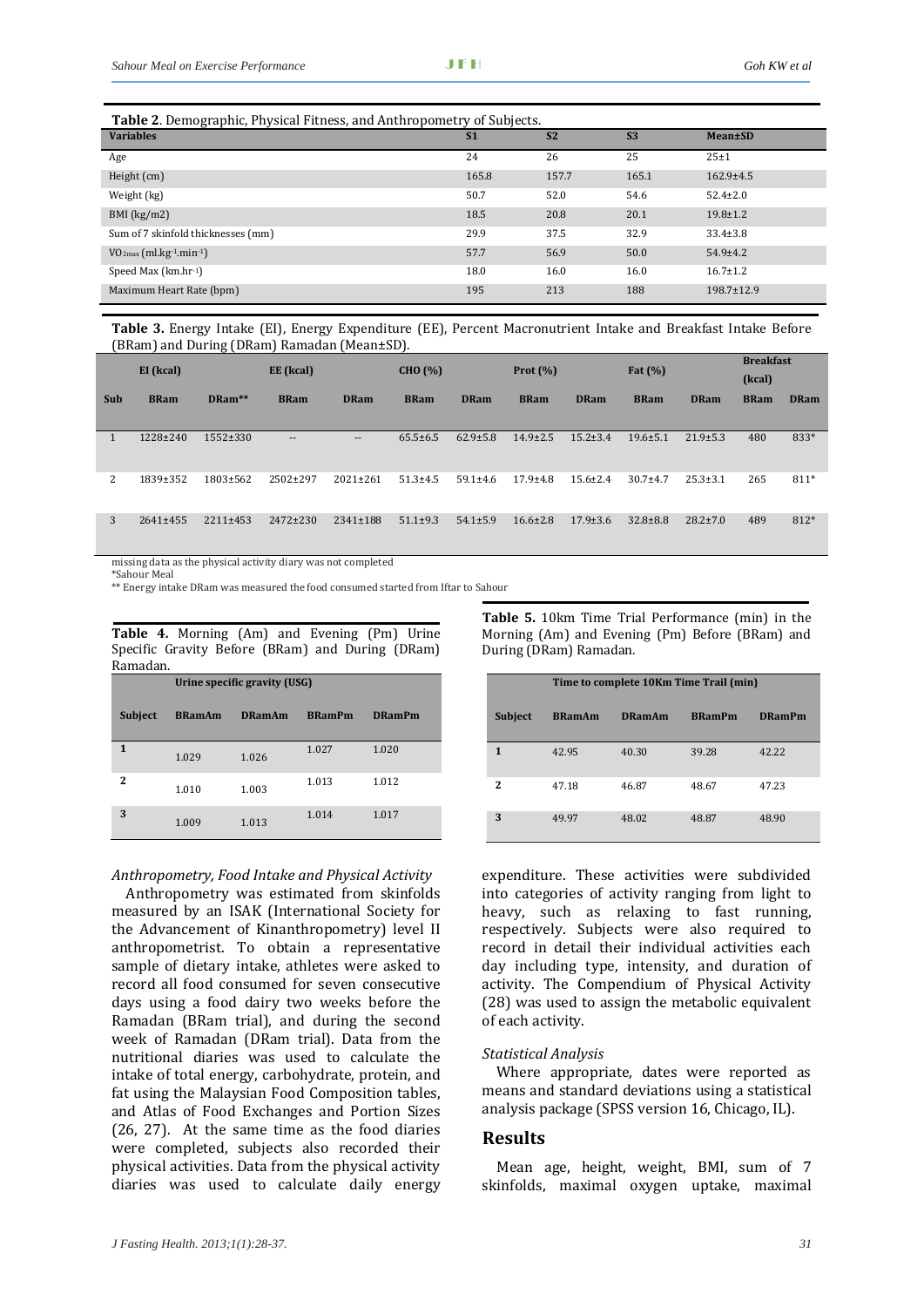**Table 2**. Demographic, Physical Fitness, and Anthropometry of Subjects.

| Variables | S1 | S2 | S3 | Mean±SD |
|---|---|---|---|---|
| Age | 24 | 26 | 25 | 25±1 |
| Height (cm) | 165.8 | 157.7 | 165.1 | 162.9±4.5 |
| Weight (kg) | 50.7 | 52.0 | 54.6 | 52.4±2.0 |
| BMI (kg/m2) | 18.5 | 20.8 | 20.1 | 19.8±1.2 |
| Sum of 7 skinfold thicknesses (mm) | 29.9 | 37.5 | 32.9 | 33.4±3.8 |
| $VO_{2max}$ (ml.kg$^{-1}$.min$^{-1}$) | 57.7 | 56.9 | 50.0 | 54.9±4.2 |
| Speed Max (km.hr$^{-1}$) | 18.0 | 16.0 | 16.0 | 16.7±1.2 |
| Maximum Heart Rate (bpm) | 195 | 213 | 188 | 198.7±12.9 |

**Table 3.** Energy Intake (EI), Energy Expenditure (EE), Percent Macronutrient Intake and Breakfast Intake Before (BRam) and During (DRam) Ramadan (Mean±SD).

| | EI (kcal) | | EE (kcal) | | CHO (%) | | Prot (%) | | Fat (%) | | Breakfast (kcal) | |
|---|---|---|---|---|---|---|---|---|---|---|---|---|
| Sub | BRam | DRam** | BRam | DRam | BRam | DRam | BRam | DRam | BRam | DRam | BRam | DRam |
| 1 | 1228±240 | 1552±330 | -- | -- | 65.5±6.5 | 62.9±5.8 | 14.9±2.5 | 15.2±3.4 | 19.6±5.1 | 21.9±5.3 | 480 | 833* |
| 2 | 1839±352 | 1803±562 | 2502±297 | 2021±261 | 51.3±4.5 | 59.1±4.6 | 17.9±4.8 | 15.6±2.4 | 30.7±4.7 | 25.3±3.1 | 265 | 811* |
| 3 | 2641±455 | 2211±453 | 2472±230 | 2341±188 | 51.1±9.3 | 54.1±5.9 | 16.6±2.8 | 17.9±3.6 | 32.8±8.8 | 28.2±7.0 | 489 | 812* |

missing data as the physical activity diary was not completed
*Sahour Meal
** Energy intake DRam was measured the food consumed started from Iftar to Sahour

**Table 4.** Morning (Am) and Evening (Pm) Urine Specific Gravity Before (BRam) and During (DRam) Ramadan.

| | Urine specific gravity (USG) | | | |
|---|---|---|---|---|
| Subject | BRamAm | DRamAm | BRamPm | DRamPm |
| 1 | 1.029 | 1.026 | 1.027 | 1.020 |
| 2 | 1.010 | 1.003 | 1.013 | 1.012 |
| 3 | 1.009 | 1.013 | 1.014 | 1.017 |

**Table 5.** 10km Time Trial Performance (min) in the Morning (Am) and Evening (Pm) Before (BRam) and During (DRam) Ramadan.

| | Time to complete 10Km Time Trail (min) | | | |
|---|---|---|---|---|
| Subject | BRamAm | DRamAm | BRamPm | DRamPm |
| 1 | 42.95 | 40.30 | 39.28 | 42.22 |
| 2 | 47.18 | 46.87 | 48.67 | 47.23 |
| 3 | 49.97 | 48.02 | 48.87 | 48.90 |

*Anthropometry, Food Intake and Physical Activity*

Anthropometry was estimated from skinfolds measured by an ISAK (International Society for the Advancement of Kinanthropometry) level II anthropometrist. To obtain a representative sample of dietary intake, athletes were asked to record all food consumed for seven consecutive days using a food dairy two weeks before the Ramadan (BRam trial), and during the second week of Ramadan (DRam trial). Data from the nutritional diaries was used to calculate the intake of total energy, carbohydrate, protein, and fat using the Malaysian Food Composition tables, and Atlas of Food Exchanges and Portion Sizes (26, 27). At the same time as the food diaries were completed, subjects also recorded their physical activities. Data from the physical activity diaries was used to calculate daily energy expenditure. These activities were subdivided into categories of activity ranging from light to heavy, such as relaxing to fast running, respectively. Subjects were also required to record in detail their individual activities each day including type, intensity, and duration of activity. The Compendium of Physical Activity (28) was used to assign the metabolic equivalent of each activity.

*Statistical Analysis*

Where appropriate, dates were reported as means and standard deviations using a statistical analysis package (SPSS version 16, Chicago, IL).

## Results

Mean age, height, weight, BMI, sum of 7 skinfolds, maximal oxygen uptake, maximal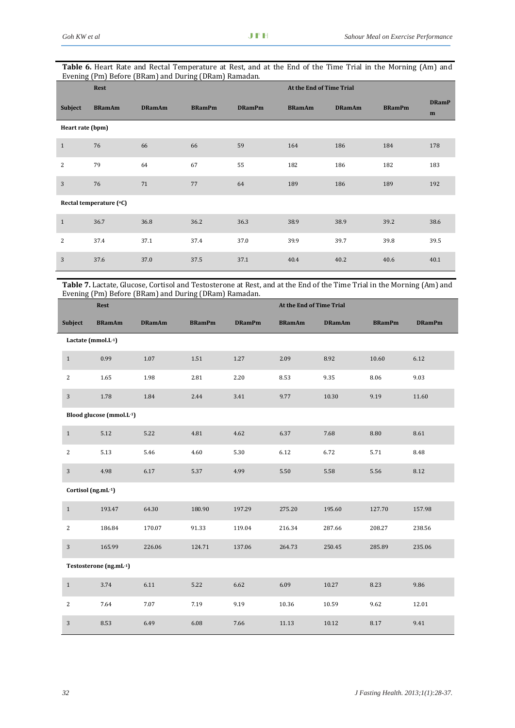**Table 6.** Heart Rate and Rectal Temperature at Rest, and at the End of the Time Trial in the Morning (Am) and Evening (Pm) Before (BRam) and During (DRam) Ramadan.

| | Rest | | | | At the End of Time Trial | | | |
|---|---|---|---|---|---|---|---|---|
| **Subject** | **BRamAm** | **DRamAm** | **BRamPm** | **DRamPm** | **BRamAm** | **DRamAm** | **BRamPm** | **DRamPm** |
| **Heart rate (bpm)** | | | | | | | | |
| 1 | 76 | 66 | 66 | 59 | 164 | 186 | 184 | 178 |
| 2 | 79 | 64 | 67 | 55 | 182 | 186 | 182 | 183 |
| 3 | 76 | 71 | 77 | 64 | 189 | 186 | 189 | 192 |
| **Rectal temperature (°C)** | | | | | | | | |
| 1 | 36.7 | 36.8 | 36.2 | 36.3 | 38.9 | 38.9 | 39.2 | 38.6 |
| 2 | 37.4 | 37.1 | 37.4 | 37.0 | 39.9 | 39.7 | 39.8 | 39.5 |
| 3 | 37.6 | 37.0 | 37.5 | 37.1 | 40.4 | 40.2 | 40.6 | 40.1 |

**Table 7.** Lactate, Glucose, Cortisol and Testosterone at Rest, and at the End of the Time Trial in the Morning (Am) and Evening (Pm) Before (BRam) and During (DRam) Ramadan.

| | Rest | | | | At the End of Time Trial | | | |
|---|---|---|---|---|---|---|---|---|
| **Subject** | **BRamAm** | **DRamAm** | **BRamPm** | **DRamPm** | **BRamAm** | **DRamAm** | **BRamPm** | **DRamPm** |
| **Lactate (mmol.L$^{-1}$)** | | | | | | | | |
| 1 | 0.99 | 1.07 | 1.51 | 1.27 | 2.09 | 8.92 | 10.60 | 6.12 |
| 2 | 1.65 | 1.98 | 2.81 | 2.20 | 8.53 | 9.35 | 8.06 | 9.03 |
| 3 | 1.78 | 1.84 | 2.44 | 3.41 | 9.77 | 10.30 | 9.19 | 11.60 |
| **Blood glucose (mmol.L$^{-1}$)** | | | | | | | | |
| 1 | 5.12 | 5.22 | 4.81 | 4.62 | 6.37 | 7.68 | 8.80 | 8.61 |
| 2 | 5.13 | 5.46 | 4.60 | 5.30 | 6.12 | 6.72 | 5.71 | 8.48 |
| 3 | 4.98 | 6.17 | 5.37 | 4.99 | 5.50 | 5.58 | 5.56 | 8.12 |
| **Cortisol (ng.mL$^{-1}$)** | | | | | | | | |
| 1 | 193.47 | 64.30 | 180.90 | 197.29 | 275.20 | 195.60 | 127.70 | 157.98 |
| 2 | 186.84 | 170.07 | 91.33 | 119.04 | 216.34 | 287.66 | 208.27 | 238.56 |
| 3 | 165.99 | 226.06 | 124.71 | 137.06 | 264.73 | 250.45 | 285.89 | 235.06 |
| **Testosterone (ng.mL$^{-1}$)** | | | | | | | | |
| 1 | 3.74 | 6.11 | 5.22 | 6.62 | 6.09 | 10.27 | 8.23 | 9.86 |
| 2 | 7.64 | 7.07 | 7.19 | 9.19 | 10.36 | 10.59 | 9.62 | 12.01 |
| 3 | 8.53 | 6.49 | 6.08 | 7.66 | 11.13 | 10.12 | 8.17 | 9.41 |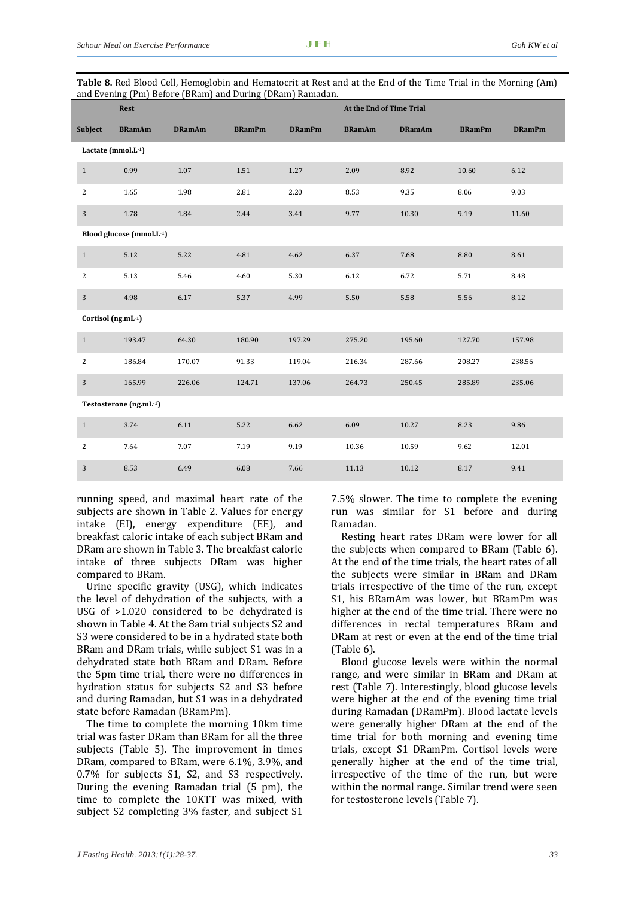**Table 8.** Red Blood Cell, Hemoglobin and Hematocrit at Rest and at the End of the Time Trial in the Morning (Am) and Evening (Pm) Before (BRam) and During (DRam) Ramadan.

| | Rest | | | | At the End of Time Trial | | | |
|---|---|---|---|---|---|---|---|---|
| **Subject** | **BRamAm** | **DRamAm** | **BRamPm** | **DRamPm** | **BRamAm** | **DRamAm** | **BRamPm** | **DRamPm** |
| **Lactate (mmol.L⁻¹)** | | | | | | | | |
| 1 | 0.99 | 1.07 | 1.51 | 1.27 | 2.09 | 8.92 | 10.60 | 6.12 |
| 2 | 1.65 | 1.98 | 2.81 | 2.20 | 8.53 | 9.35 | 8.06 | 9.03 |
| 3 | 1.78 | 1.84 | 2.44 | 3.41 | 9.77 | 10.30 | 9.19 | 11.60 |
| **Blood glucose (mmol.L⁻¹)** | | | | | | | | |
| 1 | 5.12 | 5.22 | 4.81 | 4.62 | 6.37 | 7.68 | 8.80 | 8.61 |
| 2 | 5.13 | 5.46 | 4.60 | 5.30 | 6.12 | 6.72 | 5.71 | 8.48 |
| 3 | 4.98 | 6.17 | 5.37 | 4.99 | 5.50 | 5.58 | 5.56 | 8.12 |
| **Cortisol (ng.mL⁻¹)** | | | | | | | | |
| 1 | 193.47 | 64.30 | 180.90 | 197.29 | 275.20 | 195.60 | 127.70 | 157.98 |
| 2 | 186.84 | 170.07 | 91.33 | 119.04 | 216.34 | 287.66 | 208.27 | 238.56 |
| 3 | 165.99 | 226.06 | 124.71 | 137.06 | 264.73 | 250.45 | 285.89 | 235.06 |
| **Testosterone (ng.mL⁻¹)** | | | | | | | | |
| 1 | 3.74 | 6.11 | 5.22 | 6.62 | 6.09 | 10.27 | 8.23 | 9.86 |
| 2 | 7.64 | 7.07 | 7.19 | 9.19 | 10.36 | 10.59 | 9.62 | 12.01 |
| 3 | 8.53 | 6.49 | 6.08 | 7.66 | 11.13 | 10.12 | 8.17 | 9.41 |

running speed, and maximal heart rate of the subjects are shown in Table 2. Values for energy intake (EI), energy expenditure (EE), and breakfast caloric intake of each subject BRam and DRam are shown in Table 3. The breakfast calorie intake of three subjects DRam was higher compared to BRam.

Urine specific gravity (USG), which indicates the level of dehydration of the subjects, with a USG of >1.020 considered to be dehydrated is shown in Table 4. At the 8am trial subjects S2 and S3 were considered to be in a hydrated state both BRam and DRam trials, while subject S1 was in a dehydrated state both BRam and DRam. Before the 5pm time trial, there were no differences in hydration status for subjects S2 and S3 before and during Ramadan, but S1 was in a dehydrated state before Ramadan (BRamPm).

The time to complete the morning 10km time trial was faster DRam than BRam for all the three subjects (Table 5). The improvement in times DRam, compared to BRam, were 6.1%, 3.9%, and 0.7% for subjects S1, S2, and S3 respectively. During the evening Ramadan trial (5 pm), the time to complete the 10KTT was mixed, with subject S2 completing 3% faster, and subject S1 7.5% slower. The time to complete the evening run was similar for S1 before and during Ramadan.

Resting heart rates DRam were lower for all the subjects when compared to BRam (Table 6). At the end of the time trials, the heart rates of all the subjects were similar in BRam and DRam trials irrespective of the time of the run, except S1, his BRamAm was lower, but BRamPm was higher at the end of the time trial. There were no differences in rectal temperatures BRam and DRam at rest or even at the end of the time trial (Table 6).

Blood glucose levels were within the normal range, and were similar in BRam and DRam at rest (Table 7). Interestingly, blood glucose levels were higher at the end of the evening time trial during Ramadan (DRamPm). Blood lactate levels were generally higher DRam at the end of the time trial for both morning and evening time trials, except S1 DRamPm. Cortisol levels were generally higher at the end of the time trial, irrespective of the time of the run, but were within the normal range. Similar trend were seen for testosterone levels (Table 7).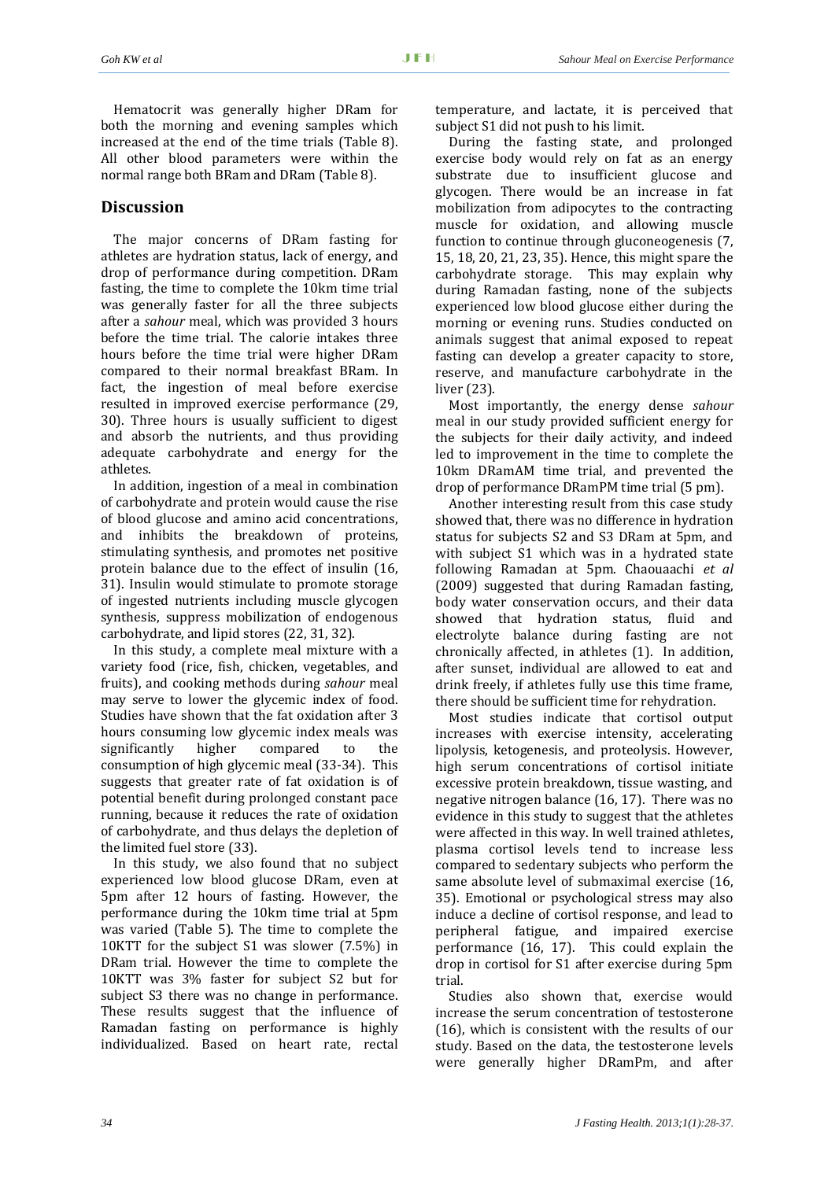Hematocrit was generally higher DRam for both the morning and evening samples which increased at the end of the time trials (Table 8). All other blood parameters were within the normal range both BRam and DRam (Table 8).

## Discussion

The major concerns of DRam fasting for athletes are hydration status, lack of energy, and drop of performance during competition. DRam fasting, the time to complete the 10km time trial was generally faster for all the three subjects after a *sahour* meal, which was provided 3 hours before the time trial. The calorie intakes three hours before the time trial were higher DRam compared to their normal breakfast BRam. In fact, the ingestion of meal before exercise resulted in improved exercise performance (29, 30). Three hours is usually sufficient to digest and absorb the nutrients, and thus providing adequate carbohydrate and energy for the athletes.

In addition, ingestion of a meal in combination of carbohydrate and protein would cause the rise of blood glucose and amino acid concentrations, and inhibits the breakdown of proteins, stimulating synthesis, and promotes net positive protein balance due to the effect of insulin (16, 31). Insulin would stimulate to promote storage of ingested nutrients including muscle glycogen synthesis, suppress mobilization of endogenous carbohydrate, and lipid stores (22, 31, 32).

In this study, a complete meal mixture with a variety food (rice, fish, chicken, vegetables, and fruits), and cooking methods during *sahour* meal may serve to lower the glycemic index of food. Studies have shown that the fat oxidation after 3 hours consuming low glycemic index meals was significantly higher compared to the consumption of high glycemic meal (33-34). This suggests that greater rate of fat oxidation is of potential benefit during prolonged constant pace running, because it reduces the rate of oxidation of carbohydrate, and thus delays the depletion of the limited fuel store (33).

In this study, we also found that no subject experienced low blood glucose DRam, even at 5pm after 12 hours of fasting. However, the performance during the 10km time trial at 5pm was varied (Table 5). The time to complete the 10KTT for the subject S1 was slower (7.5%) in DRam trial. However the time to complete the 10KTT was 3% faster for subject S2 but for subject S3 there was no change in performance. These results suggest that the influence of Ramadan fasting on performance is highly individualized. Based on heart rate, rectal temperature, and lactate, it is perceived that subject S1 did not push to his limit.

During the fasting state, and prolonged exercise body would rely on fat as an energy substrate due to insufficient glucose and glycogen. There would be an increase in fat mobilization from adipocytes to the contracting muscle for oxidation, and allowing muscle function to continue through gluconeogenesis (7, 15, 18, 20, 21, 23, 35). Hence, this might spare the carbohydrate storage. This may explain why during Ramadan fasting, none of the subjects experienced low blood glucose either during the morning or evening runs. Studies conducted on animals suggest that animal exposed to repeat fasting can develop a greater capacity to store, reserve, and manufacture carbohydrate in the liver (23).

Most importantly, the energy dense *sahour* meal in our study provided sufficient energy for the subjects for their daily activity, and indeed led to improvement in the time to complete the 10km DRamAM time trial, and prevented the drop of performance DRamPM time trial (5 pm).

Another interesting result from this case study showed that, there was no difference in hydration status for subjects S2 and S3 DRam at 5pm, and with subject S1 which was in a hydrated state following Ramadan at 5pm. Chaouaachi *et al* (2009) suggested that during Ramadan fasting, body water conservation occurs, and their data showed that hydration status, fluid and electrolyte balance during fasting are not chronically affected, in athletes (1). In addition, after sunset, individual are allowed to eat and drink freely, if athletes fully use this time frame, there should be sufficient time for rehydration.

Most studies indicate that cortisol output increases with exercise intensity, accelerating lipolysis, ketogenesis, and proteolysis. However, high serum concentrations of cortisol initiate excessive protein breakdown, tissue wasting, and negative nitrogen balance (16, 17). There was no evidence in this study to suggest that the athletes were affected in this way. In well trained athletes, plasma cortisol levels tend to increase less compared to sedentary subjects who perform the same absolute level of submaximal exercise (16, 35). Emotional or psychological stress may also induce a decline of cortisol response, and lead to peripheral fatigue, and impaired exercise performance (16, 17). This could explain the drop in cortisol for S1 after exercise during 5pm trial.

Studies also shown that, exercise would increase the serum concentration of testosterone (16), which is consistent with the results of our study. Based on the data, the testosterone levels were generally higher DRamPm, and after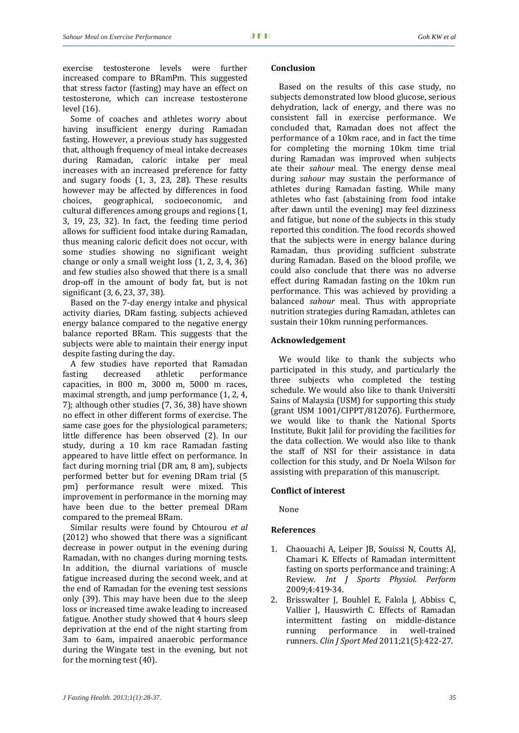exercise testosterone levels were further increased compare to BRamPm. This suggested that stress factor (fasting) may have an effect on testosterone, which can increase testosterone level (16).

Some of coaches and athletes worry about having insufficient energy during Ramadan fasting. However, a previous study has suggested that, although frequency of meal intake decreases during Ramadan, caloric intake per meal increases with an increased preference for fatty and sugary foods (1, 3, 23, 28). These results however may be affected by differences in food choices, geographical, socioeconomic, and cultural differences among groups and regions (1, 3, 19, 23, 32). In fact, the feeding time period allows for sufficient food intake during Ramadan, thus meaning caloric deficit does not occur, with some studies showing no significant weight change or only a small weight loss (1, 2, 3, 4, 36) and few studies also showed that there is a small drop-off in the amount of body fat, but is not significant (3, 6, 23, 37, 38).

Based on the 7-day energy intake and physical activity diaries, DRam fasting, subjects achieved energy balance compared to the negative energy balance reported BRam. This suggests that the subjects were able to maintain their energy input despite fasting during the day.

A few studies have reported that Ramadan fasting decreased athletic performance capacities, in 800 m, 3000 m, 5000 m races, maximal strength, and jump performance (1, 2, 4, 7); although other studies (7, 36, 38) have shown no effect in other different forms of exercise. The same case goes for the physiological parameters; little difference has been observed (2). In our study, during a 10 km race Ramadan fasting appeared to have little effect on performance. In fact during morning trial (DR am, 8 am), subjects performed better but for evening DRam trial (5 pm) performance result were mixed. This improvement in performance in the morning may have been due to the better premeal DRam compared to the premeal BRam.

Similar results were found by Chtourou *et al* (2012) who showed that there was a significant decrease in power output in the evening during Ramadan, with no changes during morning tests. In addition, the diurnal variations of muscle fatigue increased during the second week, and at the end of Ramadan for the evening test sessions only (39). This may have been due to the sleep loss or increased time awake leading to increased fatigue. Another study showed that 4 hours sleep deprivation at the end of the night starting from 3am to 6am, impaired anaerobic performance during the Wingate test in the evening, but not for the morning test (40).

## Conclusion

Based on the results of this case study, no subjects demonstrated low blood glucose, serious dehydration, lack of energy, and there was no consistent fall in exercise performance. We concluded that, Ramadan does not affect the performance of a 10km race, and in fact the time for completing the morning 10km time trial during Ramadan was improved when subjects ate their *sahour* meal. The energy dense meal during *sahour* may sustain the performance of athletes during Ramadan fasting. While many athletes who fast (abstaining from food intake after dawn until the evening) may feel dizziness and fatigue, but none of the subjects in this study reported this condition. The food records showed that the subjects were in energy balance during Ramadan, thus providing sufficient substrate during Ramadan. Based on the blood profile, we could also conclude that there was no adverse effect during Ramadan fasting on the 10km run performance. This was achieved by providing a balanced *sahour* meal. Thus with appropriate nutrition strategies during Ramadan, athletes can sustain their 10km running performances.

## Acknowledgement

We would like to thank the subjects who participated in this study, and particularly the three subjects who completed the testing schedule. We would also like to thank Universiti Sains of Malaysia (USM) for supporting this study (grant USM 1001/CIPPT/812076). Furthermore, we would like to thank the National Sports Institute, Bukit Jalil for providing the facilities for the data collection. We would also like to thank the staff of NSI for their assistance in data collection for this study, and Dr Noela Wilson for assisting with preparation of this manuscript.

## Conflict of interest

None

## References

1. Chaouachi A, Leiper JB, Souissi N, Coutts AJ, Chamari K. Effects of Ramadan intermittent fasting on sports performance and training: A Review. *Int J Sports Physiol. Perform* 2009;4:419-34.
2. Brisswalter J, Bouhlel E, Falola J, Abbiss C, Vallier J, Hauswirth C. Effects of Ramadan intermittent fasting on middle-distance running performance in well-trained runners. *Clin J Sport Med* 2011;21(5):422-27.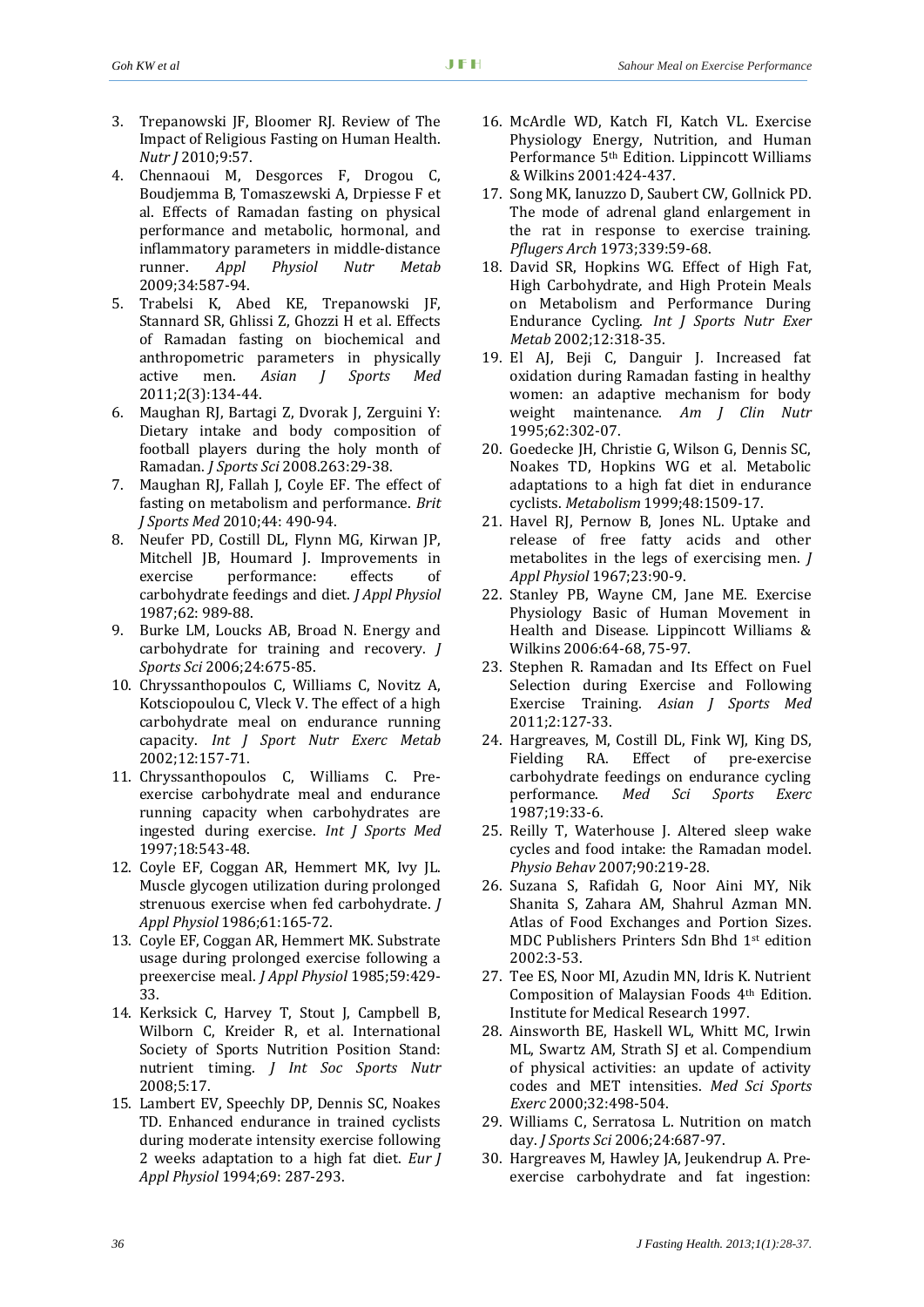3. Trepanowski JF, Bloomer RJ. Review of The Impact of Religious Fasting on Human Health. *Nutr J* 2010;9:57.
4. Chennaoui M, Desgorces F, Drogou C, Boudjemma B, Tomaszewski A, Drpiesse F et al. Effects of Ramadan fasting on physical performance and metabolic, hormonal, and inflammatory parameters in middle-distance runner. *Appl Physiol Nutr Metab* 2009;34:587-94.
5. Trabelsi K, Abed KE, Trepanowski JF, Stannard SR, Ghlissi Z, Ghozzi H et al. Effects of Ramadan fasting on biochemical and anthropometric parameters in physically active men. *Asian J Sports Med* 2011;2(3):134-44.
6. Maughan RJ, Bartagi Z, Dvorak J, Zerguini Y: Dietary intake and body composition of football players during the holy month of Ramadan. *J Sports Sci* 2008.263:29-38.
7. Maughan RJ, Fallah J, Coyle EF. The effect of fasting on metabolism and performance. *Brit J Sports Med* 2010;44: 490-94.
8. Neufer PD, Costill DL, Flynn MG, Kirwan JP, Mitchell JB, Houmard J. Improvements in exercise performance: effects of carbohydrate feedings and diet. *J Appl Physiol* 1987;62: 989-88.
9. Burke LM, Loucks AB, Broad N. Energy and carbohydrate for training and recovery. *J Sports Sci* 2006;24:675-85.
10. Chryssanthopoulos C, Williams C, Novitz A, Kotsciopoulou C, Vleck V. The effect of a high carbohydrate meal on endurance running capacity. *Int J Sport Nutr Exerc Metab* 2002;12:157-71.
11. Chryssanthopoulos C, Williams C. Pre-exercise carbohydrate meal and endurance running capacity when carbohydrates are ingested during exercise. *Int J Sports Med* 1997;18:543-48.
12. Coyle EF, Coggan AR, Hemmert MK, Ivy JL. Muscle glycogen utilization during prolonged strenuous exercise when fed carbohydrate. *J Appl Physiol* 1986;61:165-72.
13. Coyle EF, Coggan AR, Hemmert MK. Substrate usage during prolonged exercise following a preexercise meal. *J Appl Physiol* 1985;59:429-33.
14. Kerksick C, Harvey T, Stout J, Campbell B, Wilborn C, Kreider R, et al. International Society of Sports Nutrition Position Stand: nutrient timing. *J Int Soc Sports Nutr* 2008;5:17.
15. Lambert EV, Speechly DP, Dennis SC, Noakes TD. Enhanced endurance in trained cyclists during moderate intensity exercise following 2 weeks adaptation to a high fat diet. *Eur J Appl Physiol* 1994;69: 287-293.
16. McArdle WD, Katch FI, Katch VL. Exercise Physiology Energy, Nutrition, and Human Performance 5th Edition. Lippincott Williams & Wilkins 2001:424-437.
17. Song MK, Ianuzzo D, Saubert CW, Gollnick PD. The mode of adrenal gland enlargement in the rat in response to exercise training. *Pflugers Arch* 1973;339:59-68.
18. David SR, Hopkins WG. Effect of High Fat, High Carbohydrate, and High Protein Meals on Metabolism and Performance During Endurance Cycling. *Int J Sports Nutr Exer Metab* 2002;12:318-35.
19. El AJ, Beji C, Danguir J. Increased fat oxidation during Ramadan fasting in healthy women: an adaptive mechanism for body weight maintenance. *Am J Clin Nutr* 1995;62:302-07.
20. Goedecke JH, Christie G, Wilson G, Dennis SC, Noakes TD, Hopkins WG et al. Metabolic adaptations to a high fat diet in endurance cyclists. *Metabolism* 1999;48:1509-17.
21. Havel RJ, Pernow B, Jones NL. Uptake and release of free fatty acids and other metabolites in the legs of exercising men. *J Appl Physiol* 1967;23:90-9.
22. Stanley PB, Wayne CM, Jane ME. Exercise Physiology Basic of Human Movement in Health and Disease. Lippincott Williams & Wilkins 2006:64-68, 75-97.
23. Stephen R. Ramadan and Its Effect on Fuel Selection during Exercise and Following Exercise Training. *Asian J Sports Med* 2011;2:127-33.
24. Hargreaves, M, Costill DL, Fink WJ, King DS, Fielding RA. Effect of pre-exercise carbohydrate feedings on endurance cycling performance. *Med Sci Sports Exerc* 1987;19:33-6.
25. Reilly T, Waterhouse J. Altered sleep wake cycles and food intake: the Ramadan model. *Physio Behav* 2007;90:219-28.
26. Suzana S, Rafidah G, Noor Aini MY, Nik Shanita S, Zahara AM, Shahrul Azman MN. Atlas of Food Exchanges and Portion Sizes. MDC Publishers Printers Sdn Bhd 1st edition 2002:3-53.
27. Tee ES, Noor MI, Azudin MN, Idris K. Nutrient Composition of Malaysian Foods 4th Edition. Institute for Medical Research 1997.
28. Ainsworth BE, Haskell WL, Whitt MC, Irwin ML, Swartz AM, Strath SJ et al. Compendium of physical activities: an update of activity codes and MET intensities. *Med Sci Sports Exerc* 2000;32:498-504.
29. Williams C, Serratosa L. Nutrition on match day. *J Sports Sci* 2006;24:687-97.
30. Hargreaves M, Hawley JA, Jeukendrup A. Pre-exercise carbohydrate and fat ingestion: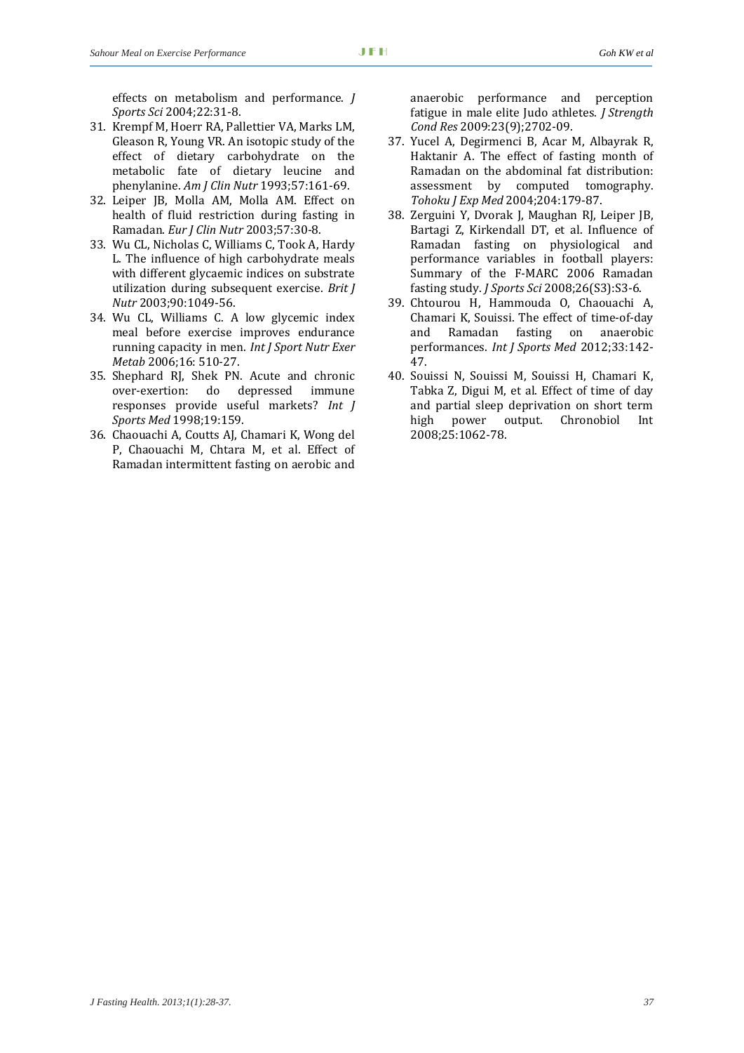effects on metabolism and performance. *J Sports Sci* 2004;22:31-8.

31. Krempf M, Hoerr RA, Pallettier VA, Marks LM, Gleason R, Young VR. An isotopic study of the effect of dietary carbohydrate on the metabolic fate of dietary leucine and phenylanine. *Am J Clin Nutr* 1993;57:161-69.
32. Leiper JB, Molla AM, Molla AM. Effect on health of fluid restriction during fasting in Ramadan. *Eur J Clin Nutr* 2003;57:30-8.
33. Wu CL, Nicholas C, Williams C, Took A, Hardy L. The influence of high carbohydrate meals with different glycaemic indices on substrate utilization during subsequent exercise. *Brit J Nutr* 2003;90:1049-56.
34. Wu CL, Williams C. A low glycemic index meal before exercise improves endurance running capacity in men. *Int J Sport Nutr Exer Metab* 2006;16: 510-27.
35. Shephard RJ, Shek PN. Acute and chronic over-exertion: do depressed immune responses provide useful markets? *Int J Sports Med* 1998;19:159.
36. Chaouachi A, Coutts AJ, Chamari K, Wong del P, Chaouachi M, Chtara M, et al. Effect of Ramadan intermittent fasting on aerobic and anaerobic performance and perception fatigue in male elite Judo athletes. *J Strength Cond Res* 2009:23(9);2702-09.
37. Yucel A, Degirmenci B, Acar M, Albayrak R, Haktanir A. The effect of fasting month of Ramadan on the abdominal fat distribution: assessment by computed tomography. *Tohoku J Exp Med* 2004;204:179-87.
38. Zerguini Y, Dvorak J, Maughan RJ, Leiper JB, Bartagi Z, Kirkendall DT, et al. Influence of Ramadan fasting on physiological and performance variables in football players: Summary of the F-MARC 2006 Ramadan fasting study. *J Sports Sci* 2008;26(S3):S3-6.
39. Chtourou H, Hammouda O, Chaouachi A, Chamari K, Souissi. The effect of time-of-day and Ramadan fasting on anaerobic performances. *Int J Sports Med* 2012;33:142-47.
40. Souissi N, Souissi M, Souissi H, Chamari K, Tabka Z, Digui M, et al. Effect of time of day and partial sleep deprivation on short term high power output. Chronobiol Int 2008;25:1062-78.